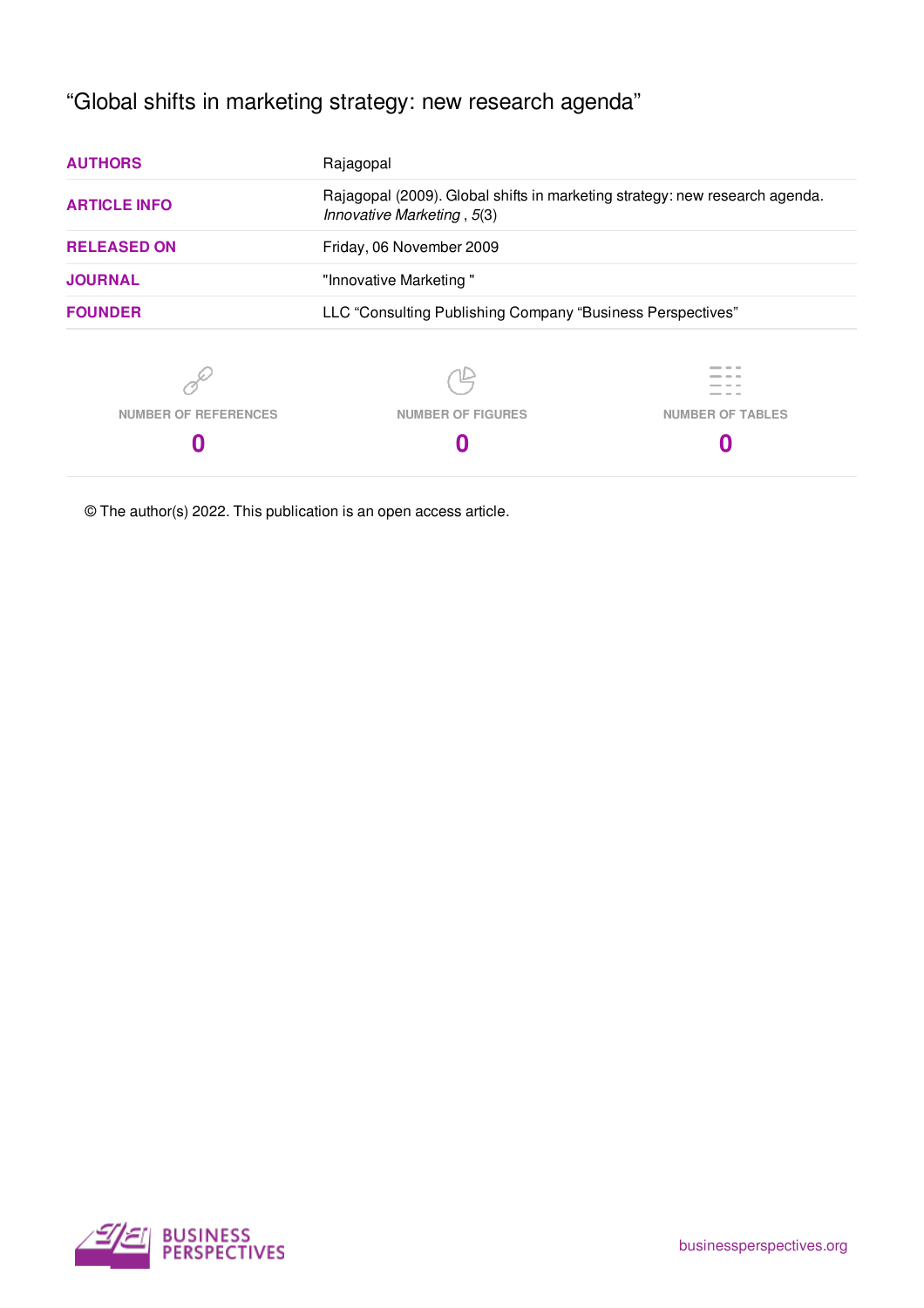“Global shifts in marketing strategy: new research agenda”

| | |
|---|---|
| **AUTHORS** | Rajagopal |
| **ARTICLE INFO** | Rajagopal (2009). Global shifts in marketing strategy: new research agenda. *Innovative Marketing* , *5*(3) |
| **RELEASED ON** | Friday, 06 November 2009 |
| **JOURNAL** | "Innovative Marketing " |
| **FOUNDER** | LLC “Consulting Publishing Company “Business Perspectives” |

| NUMBER OF REFERENCES | NUMBER OF FIGURES | NUMBER OF TABLES |
|---|---|---|
| **0** | **0** | **0** |

© The author(s) 2022. This publication is an open access article.

BUSINESS PERSPECTIVES

businessperspectives.org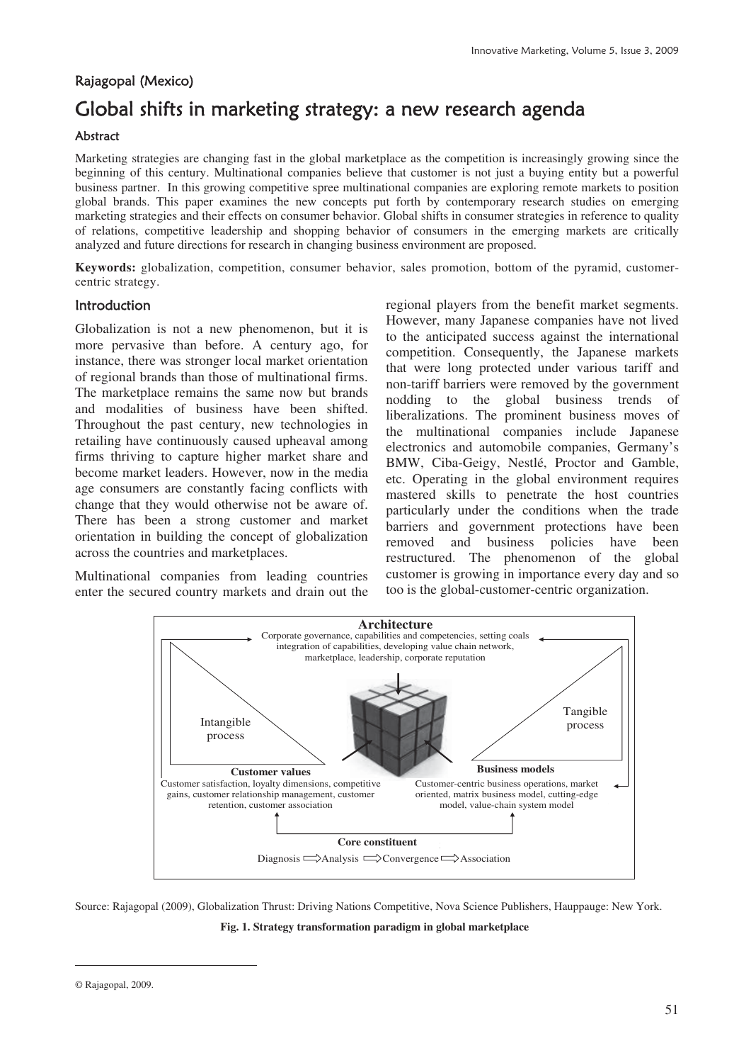Rajagopal (Mexico)

# Global shifts in marketing strategy: a new research agenda

## Abstract

Marketing strategies are changing fast in the global marketplace as the competition is increasingly growing since the beginning of this century. Multinational companies believe that customer is not just a buying entity but a powerful business partner. In this growing competitive spree multinational companies are exploring remote markets to position global brands. This paper examines the new concepts put forth by contemporary research studies on emerging marketing strategies and their effects on consumer behavior. Global shifts in consumer strategies in reference to quality of relations, competitive leadership and shopping behavior of consumers in the emerging markets are critically analyzed and future directions for research in changing business environment are proposed.

**Keywords:** globalization, competition, consumer behavior, sales promotion, bottom of the pyramid, customer-centric strategy.

## Introduction

Globalization is not a new phenomenon, but it is more pervasive than before. A century ago, for instance, there was stronger local market orientation of regional brands than those of multinational firms. The marketplace remains the same now but brands and modalities of business have been shifted. Throughout the past century, new technologies in retailing have continuously caused upheaval among firms thriving to capture higher market share and become market leaders. However, now in the media age consumers are constantly facing conflicts with change that they would otherwise not be aware of. There has been a strong customer and market orientation in building the concept of globalization across the countries and marketplaces.

Multinational companies from leading countries enter the secured country markets and drain out the regional players from the benefit market segments. However, many Japanese companies have not lived to the anticipated success against the international competition. Consequently, the Japanese markets that were long protected under various tariff and non-tariff barriers were removed by the government nodding to the global business trends of liberalizations. The prominent business moves of the multinational companies include Japanese electronics and automobile companies, Germany's BMW, Ciba-Geigy, Nestlé, Proctor and Gamble, etc. Operating in the global environment requires mastered skills to penetrate the host countries particularly under the conditions when the trade barriers and government protections have been removed and business policies have been restructured. The phenomenon of the global customer is growing in importance every day and so too is the global-customer-centric organization.

**Architecture**
Corporate governance, capabilities and competencies, setting coals integration of capabilities, developing value chain network, marketplace, leadership, corporate reputation

Intangible process

Tangible process

**Customer values**
Customer satisfaction, loyalty dimensions, competitive gains, customer relationship management, customer retention, customer association

**Business models**
Customer-centric business operations, market oriented, matrix business model, cutting-edge model, value-chain system model

**Core constituent**
Diagnosis ⟹ Analysis ⟹ Convergence ⟹ Association

Source: Rajagopal (2009), Globalization Thrust: Driving Nations Competitive, Nova Science Publishers, Hauppauge: New York.

**Fig. 1. Strategy transformation paradigm in global marketplace**

© Rajagopal, 2009.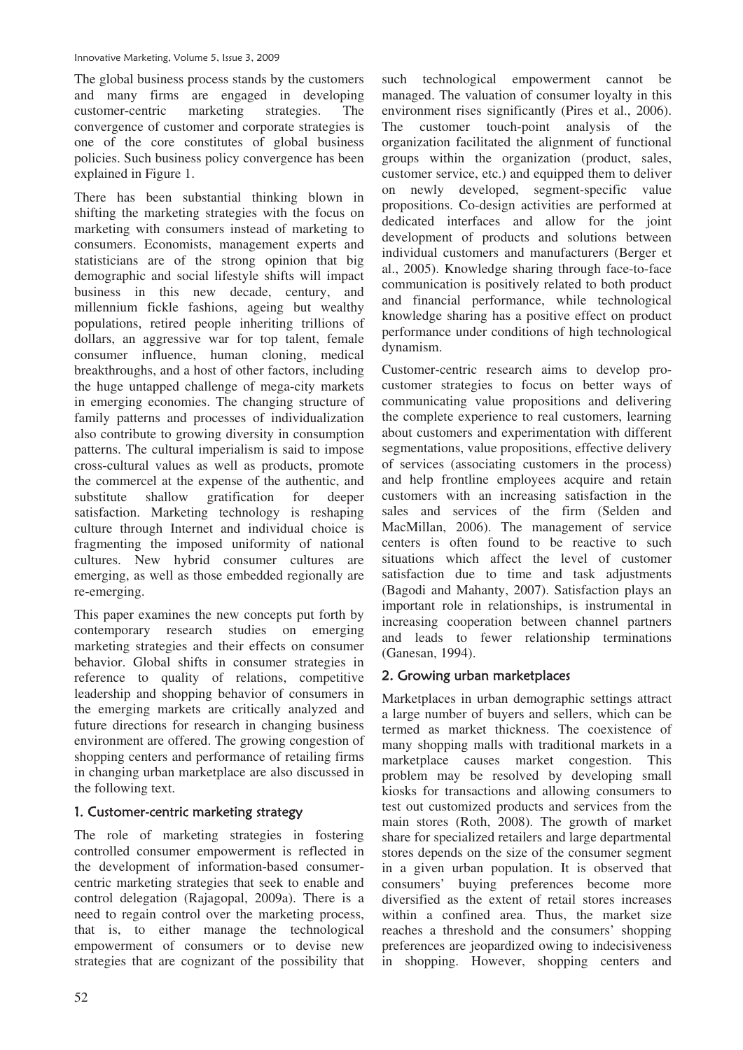The global business process stands by the customers and many firms are engaged in developing customer-centric marketing strategies. The convergence of customer and corporate strategies is one of the core constitutes of global business policies. Such business policy convergence has been explained in Figure 1.

There has been substantial thinking blown in shifting the marketing strategies with the focus on marketing with consumers instead of marketing to consumers. Economists, management experts and statisticians are of the strong opinion that big demographic and social lifestyle shifts will impact business in this new decade, century, and millennium fickle fashions, ageing but wealthy populations, retired people inheriting trillions of dollars, an aggressive war for top talent, female consumer influence, human cloning, medical breakthroughs, and a host of other factors, including the huge untapped challenge of mega-city markets in emerging economies. The changing structure of family patterns and processes of individualization also contribute to growing diversity in consumption patterns. The cultural imperialism is said to impose cross-cultural values as well as products, promote the commercel at the expense of the authentic, and substitute shallow gratification for deeper satisfaction. Marketing technology is reshaping culture through Internet and individual choice is fragmenting the imposed uniformity of national cultures. New hybrid consumer cultures are emerging, as well as those embedded regionally are re-emerging.

This paper examines the new concepts put forth by contemporary research studies on emerging marketing strategies and their effects on consumer behavior. Global shifts in consumer strategies in reference to quality of relations, competitive leadership and shopping behavior of consumers in the emerging markets are critically analyzed and future directions for research in changing business environment are offered. The growing congestion of shopping centers and performance of retailing firms in changing urban marketplace are also discussed in the following text.

## 1. Customer-centric marketing strategy

The role of marketing strategies in fostering controlled consumer empowerment is reflected in the development of information-based consumer-centric marketing strategies that seek to enable and control delegation (Rajagopal, 2009a). There is a need to regain control over the marketing process, that is, to either manage the technological empowerment of consumers or to devise new strategies that are cognizant of the possibility that such technological empowerment cannot be managed. The valuation of consumer loyalty in this environment rises significantly (Pires et al., 2006). The customer touch-point analysis of the organization facilitated the alignment of functional groups within the organization (product, sales, customer service, etc.) and equipped them to deliver on newly developed, segment-specific value propositions. Co-design activities are performed at dedicated interfaces and allow for the joint development of products and solutions between individual customers and manufacturers (Berger et al., 2005). Knowledge sharing through face-to-face communication is positively related to both product and financial performance, while technological knowledge sharing has a positive effect on product performance under conditions of high technological dynamism.

Customer-centric research aims to develop pro-customer strategies to focus on better ways of communicating value propositions and delivering the complete experience to real customers, learning about customers and experimentation with different segmentations, value propositions, effective delivery of services (associating customers in the process) and help frontline employees acquire and retain customers with an increasing satisfaction in the sales and services of the firm (Selden and MacMillan, 2006). The management of service centers is often found to be reactive to such situations which affect the level of customer satisfaction due to time and task adjustments (Bagodi and Mahanty, 2007). Satisfaction plays an important role in relationships, is instrumental in increasing cooperation between channel partners and leads to fewer relationship terminations (Ganesan, 1994).

## 2. Growing urban marketplaces

Marketplaces in urban demographic settings attract a large number of buyers and sellers, which can be termed as market thickness. The coexistence of many shopping malls with traditional markets in a marketplace causes market congestion. This problem may be resolved by developing small kiosks for transactions and allowing consumers to test out customized products and services from the main stores (Roth, 2008). The growth of market share for specialized retailers and large departmental stores depends on the size of the consumer segment in a given urban population. It is observed that consumers' buying preferences become more diversified as the extent of retail stores increases within a confined area. Thus, the market size reaches a threshold and the consumers' shopping preferences are jeopardized owing to indecisiveness in shopping. However, shopping centers and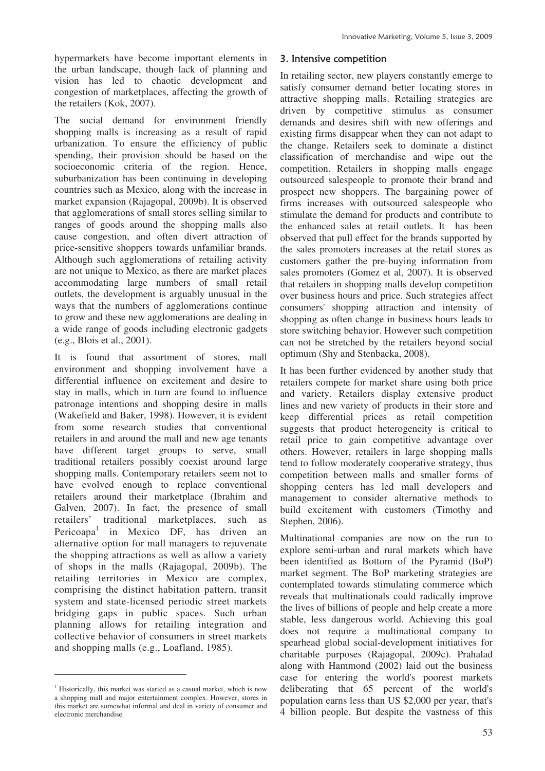hypermarkets have become important elements in the urban landscape, though lack of planning and vision has led to chaotic development and congestion of marketplaces, affecting the growth of the retailers (Kok, 2007).

The social demand for environment friendly shopping malls is increasing as a result of rapid urbanization. To ensure the efficiency of public spending, their provision should be based on the socioeconomic criteria of the region. Hence, suburbanization has been continuing in developing countries such as Mexico, along with the increase in market expansion (Rajagopal, 2009b). It is observed that agglomerations of small stores selling similar to ranges of goods around the shopping malls also cause congestion, and often divert attraction of price-sensitive shoppers towards unfamiliar brands. Although such agglomerations of retailing activity are not unique to Mexico, as there are market places accommodating large numbers of small retail outlets, the development is arguably unusual in the ways that the numbers of agglomerations continue to grow and these new agglomerations are dealing in a wide range of goods including electronic gadgets (e.g., Blois et al., 2001).

It is found that assortment of stores, mall environment and shopping involvement have a differential influence on excitement and desire to stay in malls, which in turn are found to influence patronage intentions and shopping desire in malls (Wakefield and Baker, 1998). However, it is evident from some research studies that conventional retailers in and around the mall and new age tenants have different target groups to serve, small traditional retailers possibly coexist around large shopping malls. Contemporary retailers seem not to have evolved enough to replace conventional retailers around their marketplace (Ibrahim and Galven, 2007). In fact, the presence of small retailers' traditional marketplaces, such as Pericoapa[1] in Mexico DF, has driven an alternative option for mall managers to rejuvenate the shopping attractions as well as allow a variety of shops in the malls (Rajagopal, 2009b). The retailing territories in Mexico are complex, comprising the distinct habitation pattern, transit system and state-licensed periodic street markets bridging gaps in public spaces. Such urban planning allows for retailing integration and collective behavior of consumers in street markets and shopping malls (e.g., Loafland, 1985).

### 3. Intensive competition

In retailing sector, new players constantly emerge to satisfy consumer demand better locating stores in attractive shopping malls. Retailing strategies are driven by competitive stimulus as consumer demands and desires shift with new offerings and existing firms disappear when they can not adapt to the change. Retailers seek to dominate a distinct classification of merchandise and wipe out the competition. Retailers in shopping malls engage outsourced salespeople to promote their brand and prospect new shoppers. The bargaining power of firms increases with outsourced salespeople who stimulate the demand for products and contribute to the enhanced sales at retail outlets. It has been observed that pull effect for the brands supported by the sales promoters increases at the retail stores as customers gather the pre-buying information from sales promoters (Gomez et al, 2007). It is observed that retailers in shopping malls develop competition over business hours and price. Such strategies affect consumers' shopping attraction and intensity of shopping as often change in business hours leads to store switching behavior. However such competition can not be stretched by the retailers beyond social optimum (Shy and Stenbacka, 2008).

It has been further evidenced by another study that retailers compete for market share using both price and variety. Retailers display extensive product lines and new variety of products in their store and keep differential prices as retail competition suggests that product heterogeneity is critical to retail price to gain competitive advantage over others. However, retailers in large shopping malls tend to follow moderately cooperative strategy, thus competition between malls and smaller forms of shopping centers has led mall developers and management to consider alternative methods to build excitement with customers (Timothy and Stephen, 2006).

Multinational companies are now on the run to explore semi-urban and rural markets which have been identified as Bottom of the Pyramid (BoP) market segment. The BoP marketing strategies are contemplated towards stimulating commerce which reveals that multinationals could radically improve the lives of billions of people and help create a more stable, less dangerous world. Achieving this goal does not require a multinational company to spearhead global social-development initiatives for charitable purposes (Rajagopal, 2009c). Prahalad along with Hammond (2002) laid out the business case for entering the world's poorest markets deliberating that 65 percent of the world's population earns less than US $2,000 per year, that's 4 billion people. But despite the vastness of this

---

[1] Historically, this market was started as a casual market, which is now a shopping mall and major entertainment complex. However, stores in this market are somewhat informal and deal in variety of consumer and electronic merchandise.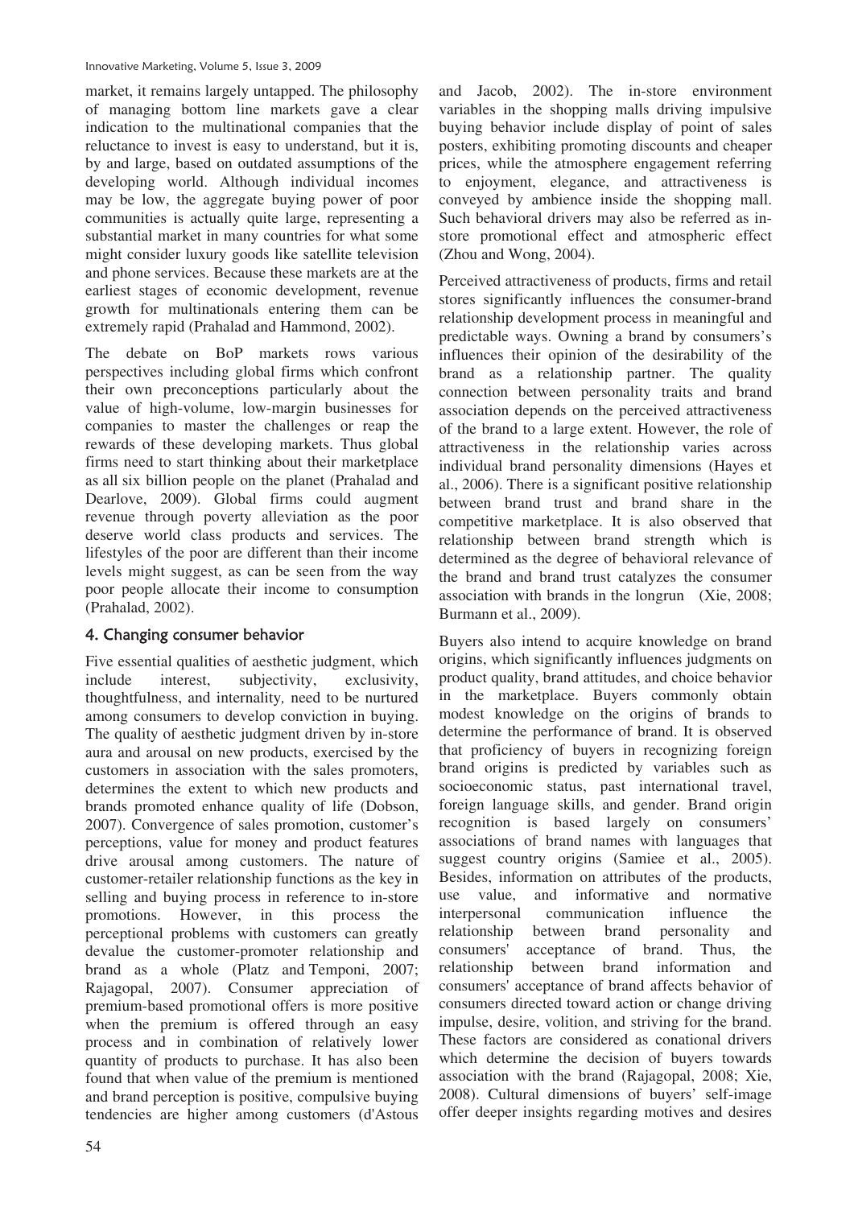market, it remains largely untapped. The philosophy of managing bottom line markets gave a clear indication to the multinational companies that the reluctance to invest is easy to understand, but it is, by and large, based on outdated assumptions of the developing world. Although individual incomes may be low, the aggregate buying power of poor communities is actually quite large, representing a substantial market in many countries for what some might consider luxury goods like satellite television and phone services. Because these markets are at the earliest stages of economic development, revenue growth for multinationals entering them can be extremely rapid (Prahalad and Hammond, 2002).

The debate on BoP markets rows various perspectives including global firms which confront their own preconceptions particularly about the value of high-volume, low-margin businesses for companies to master the challenges or reap the rewards of these developing markets. Thus global firms need to start thinking about their marketplace as all six billion people on the planet (Prahalad and Dearlove, 2009). Global firms could augment revenue through poverty alleviation as the poor deserve world class products and services. The lifestyles of the poor are different than their income levels might suggest, as can be seen from the way poor people allocate their income to consumption (Prahalad, 2002).

## 4. Changing consumer behavior

Five essential qualities of aesthetic judgment, which include interest, subjectivity, exclusivity, thoughtfulness, and internality*,* need to be nurtured among consumers to develop conviction in buying. The quality of aesthetic judgment driven by in-store aura and arousal on new products, exercised by the customers in association with the sales promoters, determines the extent to which new products and brands promoted enhance quality of life (Dobson, 2007). Convergence of sales promotion, customer's perceptions, value for money and product features drive arousal among customers. The nature of customer-retailer relationship functions as the key in selling and buying process in reference to in-store promotions. However, in this process the perceptional problems with customers can greatly devalue the customer-promoter relationship and brand as a whole (Platz and Temponi, 2007; Rajagopal, 2007). Consumer appreciation of premium-based promotional offers is more positive when the premium is offered through an easy process and in combination of relatively lower quantity of products to purchase. It has also been found that when value of the premium is mentioned and brand perception is positive, compulsive buying tendencies are higher among customers (d'Astous and Jacob, 2002). The in-store environment variables in the shopping malls driving impulsive buying behavior include display of point of sales posters, exhibiting promoting discounts and cheaper prices, while the atmosphere engagement referring to enjoyment, elegance, and attractiveness is conveyed by ambience inside the shopping mall. Such behavioral drivers may also be referred as in-store promotional effect and atmospheric effect (Zhou and Wong, 2004).

Perceived attractiveness of products, firms and retail stores significantly influences the consumer-brand relationship development process in meaningful and predictable ways. Owning a brand by consumers's influences their opinion of the desirability of the brand as a relationship partner. The quality connection between personality traits and brand association depends on the perceived attractiveness of the brand to a large extent. However, the role of attractiveness in the relationship varies across individual brand personality dimensions (Hayes et al., 2006). There is a significant positive relationship between brand trust and brand share in the competitive marketplace. It is also observed that relationship between brand strength which is determined as the degree of behavioral relevance of the brand and brand trust catalyzes the consumer association with brands in the longrun (Xie, 2008; Burmann et al., 2009).

Buyers also intend to acquire knowledge on brand origins, which significantly influences judgments on product quality, brand attitudes, and choice behavior in the marketplace. Buyers commonly obtain modest knowledge on the origins of brands to determine the performance of brand. It is observed that proficiency of buyers in recognizing foreign brand origins is predicted by variables such as socioeconomic status, past international travel, foreign language skills, and gender. Brand origin recognition is based largely on consumers' associations of brand names with languages that suggest country origins (Samiee et al., 2005). Besides, information on attributes of the products, use value, and informative and normative interpersonal communication influence the relationship between brand personality and consumers' acceptance of brand. Thus, the relationship between brand information and consumers' acceptance of brand affects behavior of consumers directed toward action or change driving impulse, desire, volition, and striving for the brand. These factors are considered as conational drivers which determine the decision of buyers towards association with the brand (Rajagopal, 2008; Xie, 2008). Cultural dimensions of buyers' self-image offer deeper insights regarding motives and desires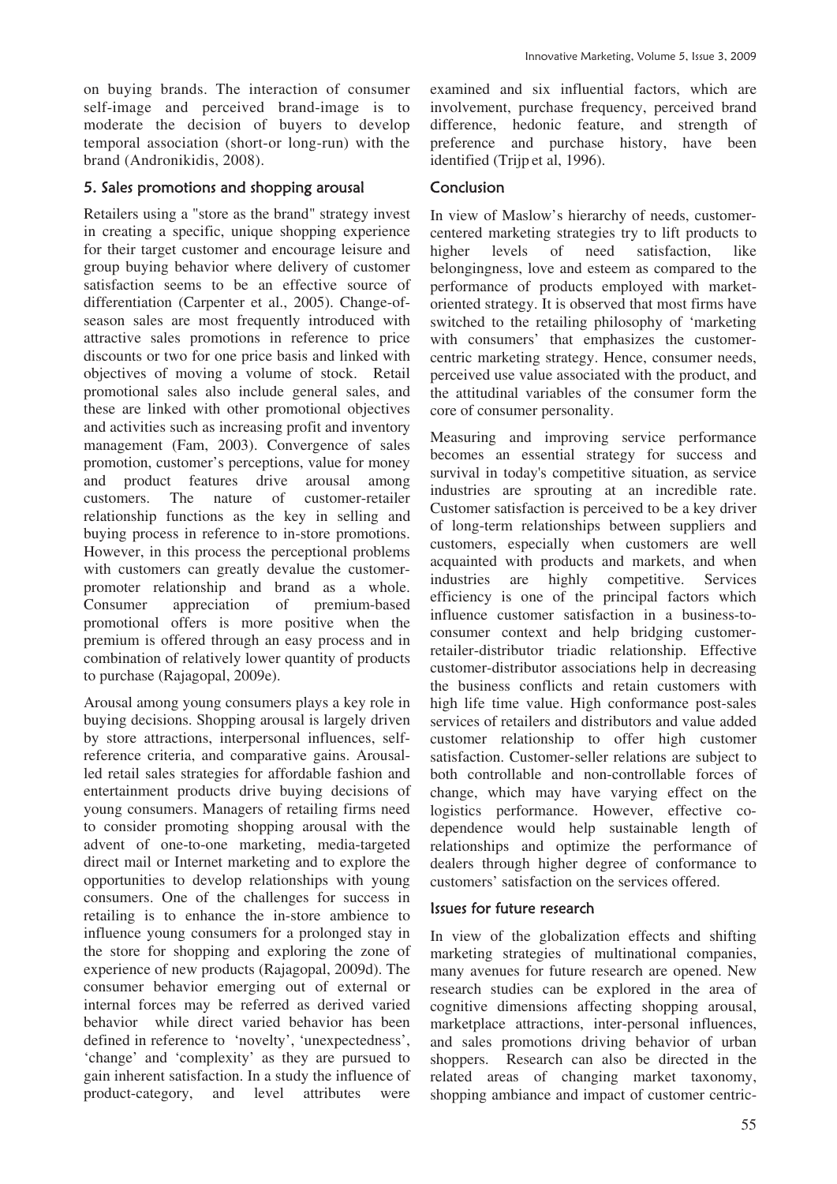on buying brands. The interaction of consumer self-image and perceived brand-image is to moderate the decision of buyers to develop temporal association (short-or long-run) with the brand (Andronikidis, 2008).

## 5. Sales promotions and shopping arousal

Retailers using a "store as the brand" strategy invest in creating a specific, unique shopping experience for their target customer and encourage leisure and group buying behavior where delivery of customer satisfaction seems to be an effective source of differentiation (Carpenter et al., 2005). Change-of-season sales are most frequently introduced with attractive sales promotions in reference to price discounts or two for one price basis and linked with objectives of moving a volume of stock. Retail promotional sales also include general sales, and these are linked with other promotional objectives and activities such as increasing profit and inventory management (Fam, 2003). Convergence of sales promotion, customer's perceptions, value for money and product features drive arousal among customers. The nature of customer-retailer relationship functions as the key in selling and buying process in reference to in-store promotions. However, in this process the perceptional problems with customers can greatly devalue the customer-promoter relationship and brand as a whole. Consumer appreciation of premium-based promotional offers is more positive when the premium is offered through an easy process and in combination of relatively lower quantity of products to purchase (Rajagopal, 2009e).

Arousal among young consumers plays a key role in buying decisions. Shopping arousal is largely driven by store attractions, interpersonal influences, self-reference criteria, and comparative gains. Arousal-led retail sales strategies for affordable fashion and entertainment products drive buying decisions of young consumers. Managers of retailing firms need to consider promoting shopping arousal with the advent of one-to-one marketing, media-targeted direct mail or Internet marketing and to explore the opportunities to develop relationships with young consumers. One of the challenges for success in retailing is to enhance the in-store ambience to influence young consumers for a prolonged stay in the store for shopping and exploring the zone of experience of new products (Rajagopal, 2009d). The consumer behavior emerging out of external or internal forces may be referred as derived varied behavior while direct varied behavior has been defined in reference to 'novelty', 'unexpectedness', 'change' and 'complexity' as they are pursued to gain inherent satisfaction. In a study the influence of product-category, and level attributes were examined and six influential factors, which are involvement, purchase frequency, perceived brand difference, hedonic feature, and strength of preference and purchase history, have been identified (Trijp et al, 1996).

## Conclusion

In view of Maslow's hierarchy of needs, customer-centered marketing strategies try to lift products to higher levels of need satisfaction, like belongingness, love and esteem as compared to the performance of products employed with market-oriented strategy. It is observed that most firms have switched to the retailing philosophy of 'marketing with consumers' that emphasizes the customer-centric marketing strategy. Hence, consumer needs, perceived use value associated with the product, and the attitudinal variables of the consumer form the core of consumer personality.

Measuring and improving service performance becomes an essential strategy for success and survival in today's competitive situation, as service industries are sprouting at an incredible rate. Customer satisfaction is perceived to be a key driver of long-term relationships between suppliers and customers, especially when customers are well acquainted with products and markets, and when industries are highly competitive. Services efficiency is one of the principal factors which influence customer satisfaction in a business-to-consumer context and help bridging customer-retailer-distributor triadic relationship. Effective customer-distributor associations help in decreasing the business conflicts and retain customers with high life time value. High conformance post-sales services of retailers and distributors and value added customer relationship to offer high customer satisfaction. Customer-seller relations are subject to both controllable and non-controllable forces of change, which may have varying effect on the logistics performance. However, effective co-dependence would help sustainable length of relationships and optimize the performance of dealers through higher degree of conformance to customers' satisfaction on the services offered.

## Issues for future research

In view of the globalization effects and shifting marketing strategies of multinational companies, many avenues for future research are opened. New research studies can be explored in the area of cognitive dimensions affecting shopping arousal, marketplace attractions, inter-personal influences, and sales promotions driving behavior of urban shoppers. Research can also be directed in the related areas of changing market taxonomy, shopping ambiance and impact of customer centric-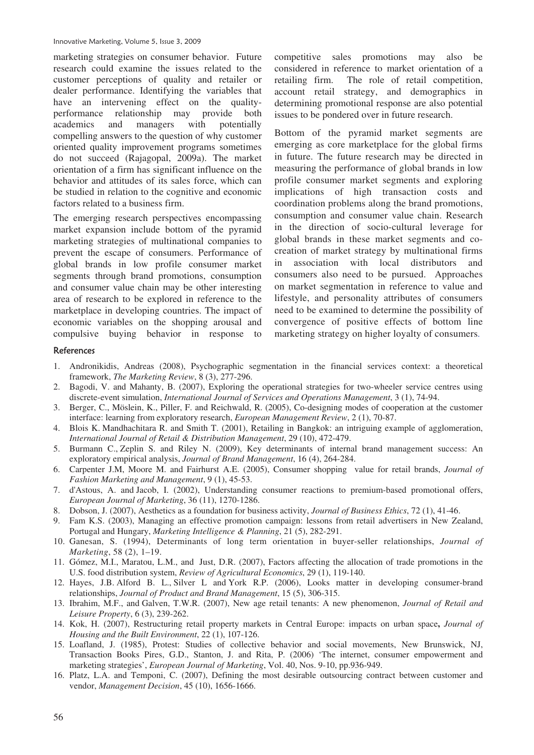marketing strategies on consumer behavior. Future research could examine the issues related to the customer perceptions of quality and retailer or dealer performance. Identifying the variables that have an intervening effect on the quality-performance relationship may provide both academics and managers with potentially compelling answers to the question of why customer oriented quality improvement programs sometimes do not succeed (Rajagopal, 2009a). The market orientation of a firm has significant influence on the behavior and attitudes of its sales force, which can be studied in relation to the cognitive and economic factors related to a business firm.

The emerging research perspectives encompassing market expansion include bottom of the pyramid marketing strategies of multinational companies to prevent the escape of consumers. Performance of global brands in low profile consumer market segments through brand promotions, consumption and consumer value chain may be other interesting area of research to be explored in reference to the marketplace in developing countries. The impact of economic variables on the shopping arousal and compulsive buying behavior in response to competitive sales promotions may also be considered in reference to market orientation of a retailing firm. The role of retail competition, account retail strategy, and demographics in determining promotional response are also potential issues to be pondered over in future research.

Bottom of the pyramid market segments are emerging as core marketplace for the global firms in future. The future research may be directed in measuring the performance of global brands in low profile consumer market segments and exploring implications of high transaction costs and coordination problems along the brand promotions, consumption and consumer value chain. Research in the direction of socio-cultural leverage for global brands in these market segments and co-creation of market strategy by multinational firms in association with local distributors and consumers also need to be pursued. Approaches on market segmentation in reference to value and lifestyle, and personality attributes of consumers need to be examined to determine the possibility of convergence of positive effects of bottom line marketing strategy on higher loyalty of consumers.

## References

1. Andronikidis, Andreas (2008), Psychographic segmentation in the financial services context: a theoretical framework, *The Marketing Review*, 8 (3), 277-296.
2. Bagodi, V. and Mahanty, B. (2007), Exploring the operational strategies for two-wheeler service centres using discrete-event simulation, *International Journal of Services and Operations Management*, 3 (1), 74-94.
3. Berger, C., Möslein, K., Piller, F. and Reichwald, R. (2005), Co-designing modes of cooperation at the customer interface: learning from exploratory research, *European Management Review*, 2 (1), 70-87.
4. Blois K. Mandhachitara R. and Smith T. (2001), Retailing in Bangkok: an intriguing example of agglomeration, *International Journal of Retail & Distribution Management*, 29 (10), 472-479.
5. Burmann C., Zeplin S. and Riley N. (2009), Key determinants of internal brand management success: An exploratory empirical analysis, *Journal of Brand Management*, 16 (4), 264-284.
6. Carpenter J.M, Moore M. and Fairhurst A.E. (2005), Consumer shopping value for retail brands, *Journal of Fashion Marketing and Management*, 9 (1), 45-53.
7. d'Astous, A. and Jacob, I. (2002), Understanding consumer reactions to premium-based promotional offers, *European Journal of Marketing*, 36 (11), 1270-1286.
8. Dobson, J. (2007), Aesthetics as a foundation for business activity, *Journal of Business Ethics*, 72 (1), 41-46.
9. Fam K.S. (2003), Managing an effective promotion campaign: lessons from retail advertisers in New Zealand, Portugal and Hungary, *Marketing Intelligence & Planning*, 21 (5), 282-291.
10. Ganesan, S. (1994), Determinants of long term orientation in buyer-seller relationships, *Journal of Marketing*, 58 (2), 1–19.
11. Gómez, M.I., Maratou, L.M., and Just, D.R. (2007), Factors affecting the allocation of trade promotions in the U.S. food distribution system, *Review of Agricultural Economics*, 29 (1), 119-140.
12. Hayes, J.B. Alford B. L., Silver L and York R.P. (2006), Looks matter in developing consumer-brand relationships, *Journal of Product and Brand Management*, 15 (5), 306-315.
13. Ibrahim, M.F., and Galven, T.W.R. (2007), New age retail tenants: A new phenomenon, *Journal of Retail and Leisure Property*, 6 (3), 239-262.
14. Kok, H. (2007), Restructuring retail property markets in Central Europe: impacts on urban space, *Journal of Housing and the Built Environment*, 22 (1), 107-126.
15. Loafland, J. (1985), Protest: Studies of collective behavior and social movements, New Brunswick, NJ, Transaction Books Pires, G.D., Stanton, J. and Rita, P. (2006) 'The internet, consumer empowerment and marketing strategies', *European Journal of Marketing*, Vol. 40, Nos. 9-10, pp.936-949.
16. Platz, L.A. and Temponi, C. (2007), Defining the most desirable outsourcing contract between customer and vendor, *Management Decision*, 45 (10), 1656-1666.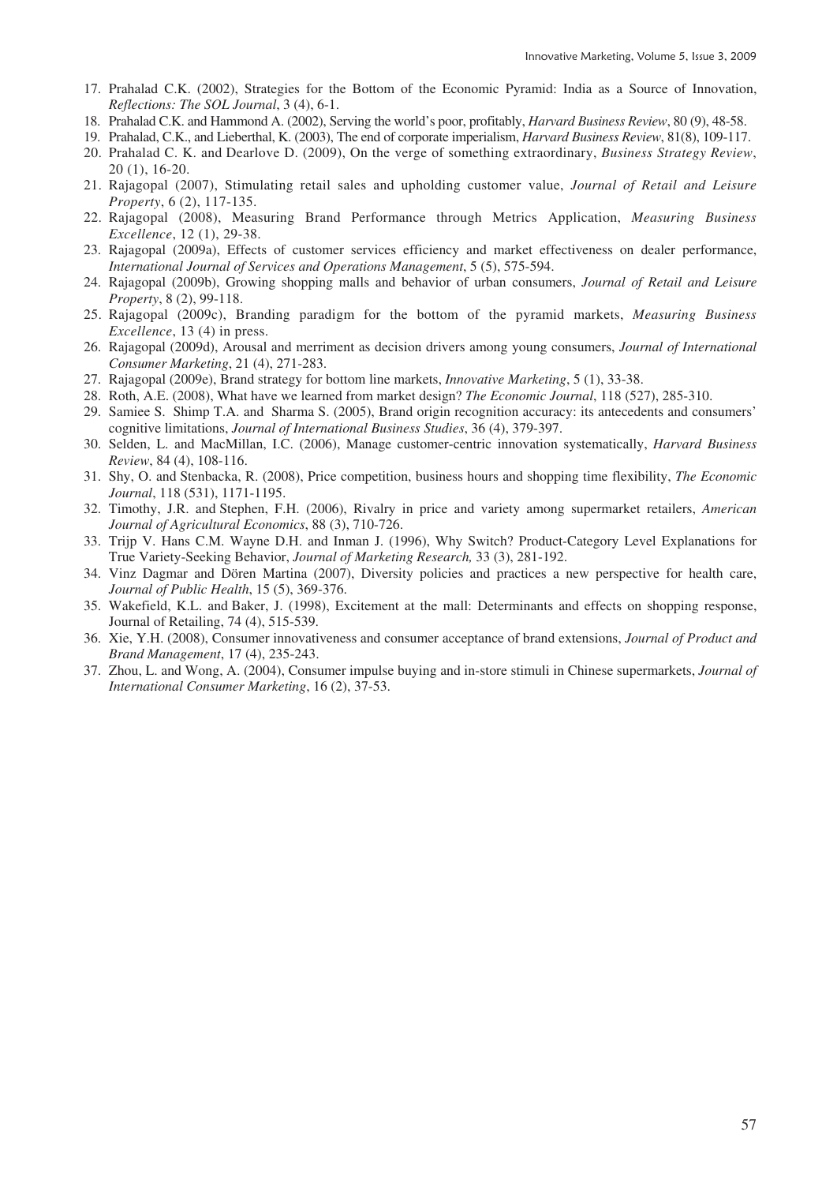17. Prahalad C.K. (2002), Strategies for the Bottom of the Economic Pyramid: India as a Source of Innovation, *Reflections: The SOL Journal*, 3 (4), 6-1.
18. Prahalad C.K. and Hammond A. (2002), Serving the world's poor, profitably, *Harvard Business Review*, 80 (9), 48-58.
19. Prahalad, C.K., and Lieberthal, K. (2003), The end of corporate imperialism, *Harvard Business Review*, 81(8), 109-117.
20. Prahalad C. K. and Dearlove D. (2009), On the verge of something extraordinary, *Business Strategy Review*, 20 (1), 16-20.
21. Rajagopal (2007), Stimulating retail sales and upholding customer value, *Journal of Retail and Leisure Property*, 6 (2), 117-135.
22. Rajagopal (2008), Measuring Brand Performance through Metrics Application, *Measuring Business Excellence*, 12 (1), 29-38.
23. Rajagopal (2009a), Effects of customer services efficiency and market effectiveness on dealer performance, *International Journal of Services and Operations Management*, 5 (5), 575-594.
24. Rajagopal (2009b), Growing shopping malls and behavior of urban consumers, *Journal of Retail and Leisure Property*, 8 (2), 99-118.
25. Rajagopal (2009c), Branding paradigm for the bottom of the pyramid markets, *Measuring Business Excellence*, 13 (4) in press.
26. Rajagopal (2009d), Arousal and merriment as decision drivers among young consumers, *Journal of International Consumer Marketing*, 21 (4), 271-283.
27. Rajagopal (2009e), Brand strategy for bottom line markets, *Innovative Marketing*, 5 (1), 33-38.
28. Roth, A.E. (2008), What have we learned from market design? *The Economic Journal*, 118 (527), 285-310.
29. Samiee S. Shimp T.A. and Sharma S. (2005), Brand origin recognition accuracy: its antecedents and consumers' cognitive limitations, *Journal of International Business Studies*, 36 (4), 379-397.
30. Selden, L. and MacMillan, I.C. (2006), Manage customer-centric innovation systematically, *Harvard Business Review*, 84 (4), 108-116.
31. Shy, O. and Stenbacka, R. (2008), Price competition, business hours and shopping time flexibility, *The Economic Journal*, 118 (531), 1171-1195.
32. Timothy, J.R. and Stephen, F.H. (2006), Rivalry in price and variety among supermarket retailers, *American Journal of Agricultural Economics*, 88 (3), 710-726.
33. Trijp V. Hans C.M. Wayne D.H. and Inman J. (1996), Why Switch? Product-Category Level Explanations for True Variety-Seeking Behavior, *Journal of Marketing Research,* 33 (3), 281-192.
34. Vinz Dagmar and Dören Martina (2007), Diversity policies and practices a new perspective for health care, *Journal of Public Health*, 15 (5), 369-376.
35. Wakefield, K.L. and Baker, J. (1998), Excitement at the mall: Determinants and effects on shopping response, Journal of Retailing, 74 (4), 515-539.
36. Xie, Y.H. (2008), Consumer innovativeness and consumer acceptance of brand extensions, *Journal of Product and Brand Management*, 17 (4), 235-243.
37. Zhou, L. and Wong, A. (2004), Consumer impulse buying and in-store stimuli in Chinese supermarkets, *Journal of International Consumer Marketing*, 16 (2), 37-53.